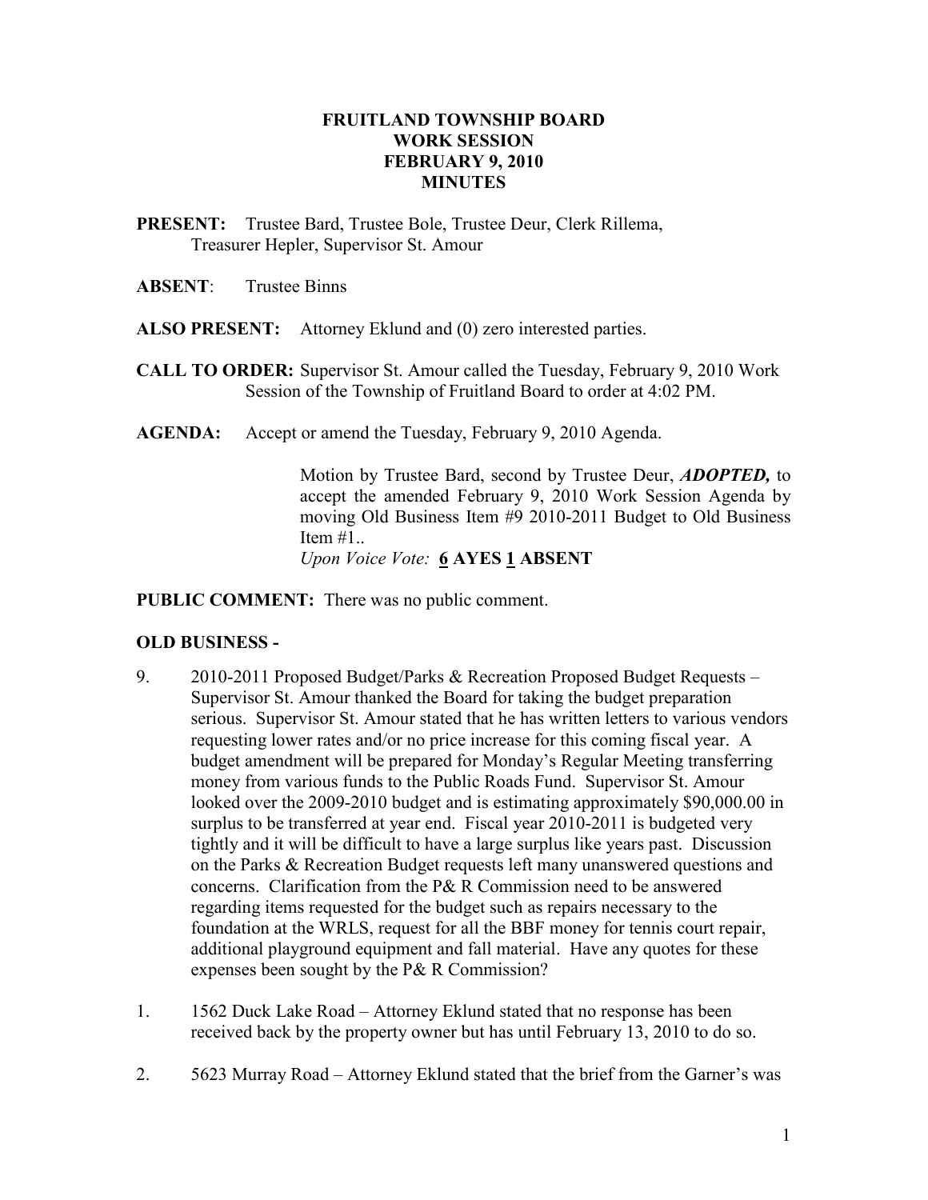**FRUITLAND TOWNSHIP BOARD**
**WORK SESSION**
**FEBRUARY 9, 2010**
**MINUTES**

**PRESENT:** Trustee Bard, Trustee Bole, Trustee Deur, Clerk Rillema, Treasurer Hepler, Supervisor St. Amour

**ABSENT**: Trustee Binns

**ALSO PRESENT:** Attorney Eklund and (0) zero interested parties.

**CALL TO ORDER:** Supervisor St. Amour called the Tuesday, February 9, 2010 Work Session of the Township of Fruitland Board to order at 4:02 PM.

**AGENDA:** Accept or amend the Tuesday, February 9, 2010 Agenda.

> Motion by Trustee Bard, second by Trustee Deur, ***ADOPTED,*** to accept the amended February 9, 2010 Work Session Agenda by moving Old Business Item #9 2010-2011 Budget to Old Business Item #1..
> *Upon Voice Vote:* **6 AYES 1 ABSENT**

**PUBLIC COMMENT:** There was no public comment.

**OLD BUSINESS -**

9. 2010-2011 Proposed Budget/Parks & Recreation Proposed Budget Requests – Supervisor St. Amour thanked the Board for taking the budget preparation serious. Supervisor St. Amour stated that he has written letters to various vendors requesting lower rates and/or no price increase for this coming fiscal year. A budget amendment will be prepared for Monday's Regular Meeting transferring money from various funds to the Public Roads Fund. Supervisor St. Amour looked over the 2009-2010 budget and is estimating approximately $90,000.00 in surplus to be transferred at year end. Fiscal year 2010-2011 is budgeted very tightly and it will be difficult to have a large surplus like years past. Discussion on the Parks & Recreation Budget requests left many unanswered questions and concerns. Clarification from the P& R Commission need to be answered regarding items requested for the budget such as repairs necessary to the foundation at the WRLS, request for all the BBF money for tennis court repair, additional playground equipment and fall material. Have any quotes for these expenses been sought by the P& R Commission?

1. 1562 Duck Lake Road – Attorney Eklund stated that no response has been received back by the property owner but has until February 13, 2010 to do so.

2. 5623 Murray Road – Attorney Eklund stated that the brief from the Garner's was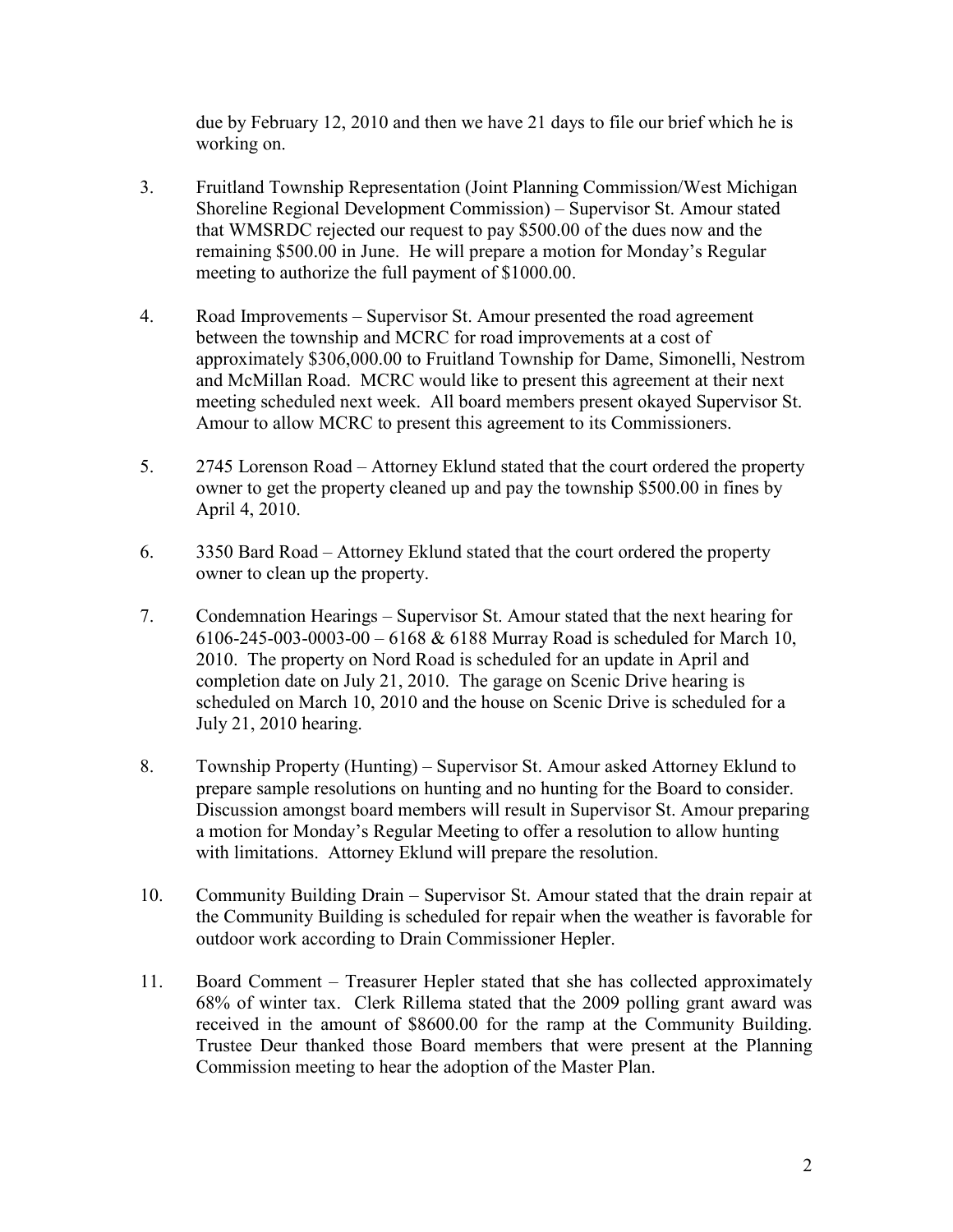due by February 12, 2010 and then we have 21 days to file our brief which he is working on.

3. Fruitland Township Representation (Joint Planning Commission/West Michigan Shoreline Regional Development Commission) – Supervisor St. Amour stated that WMSRDC rejected our request to pay $500.00 of the dues now and the remaining $500.00 in June. He will prepare a motion for Monday's Regular meeting to authorize the full payment of $1000.00.

4. Road Improvements – Supervisor St. Amour presented the road agreement between the township and MCRC for road improvements at a cost of approximately $306,000.00 to Fruitland Township for Dame, Simonelli, Nestrom and McMillan Road. MCRC would like to present this agreement at their next meeting scheduled next week. All board members present okayed Supervisor St. Amour to allow MCRC to present this agreement to its Commissioners.

5. 2745 Lorenson Road – Attorney Eklund stated that the court ordered the property owner to get the property cleaned up and pay the township $500.00 in fines by April 4, 2010.

6. 3350 Bard Road – Attorney Eklund stated that the court ordered the property owner to clean up the property.

7. Condemnation Hearings – Supervisor St. Amour stated that the next hearing for 6106-245-003-0003-00 – 6168 & 6188 Murray Road is scheduled for March 10, 2010. The property on Nord Road is scheduled for an update in April and completion date on July 21, 2010. The garage on Scenic Drive hearing is scheduled on March 10, 2010 and the house on Scenic Drive is scheduled for a July 21, 2010 hearing.

8. Township Property (Hunting) – Supervisor St. Amour asked Attorney Eklund to prepare sample resolutions on hunting and no hunting for the Board to consider. Discussion amongst board members will result in Supervisor St. Amour preparing a motion for Monday's Regular Meeting to offer a resolution to allow hunting with limitations. Attorney Eklund will prepare the resolution.

10. Community Building Drain – Supervisor St. Amour stated that the drain repair at the Community Building is scheduled for repair when the weather is favorable for outdoor work according to Drain Commissioner Hepler.

11. Board Comment – Treasurer Hepler stated that she has collected approximately 68% of winter tax. Clerk Rillema stated that the 2009 polling grant award was received in the amount of $8600.00 for the ramp at the Community Building. Trustee Deur thanked those Board members that were present at the Planning Commission meeting to hear the adoption of the Master Plan.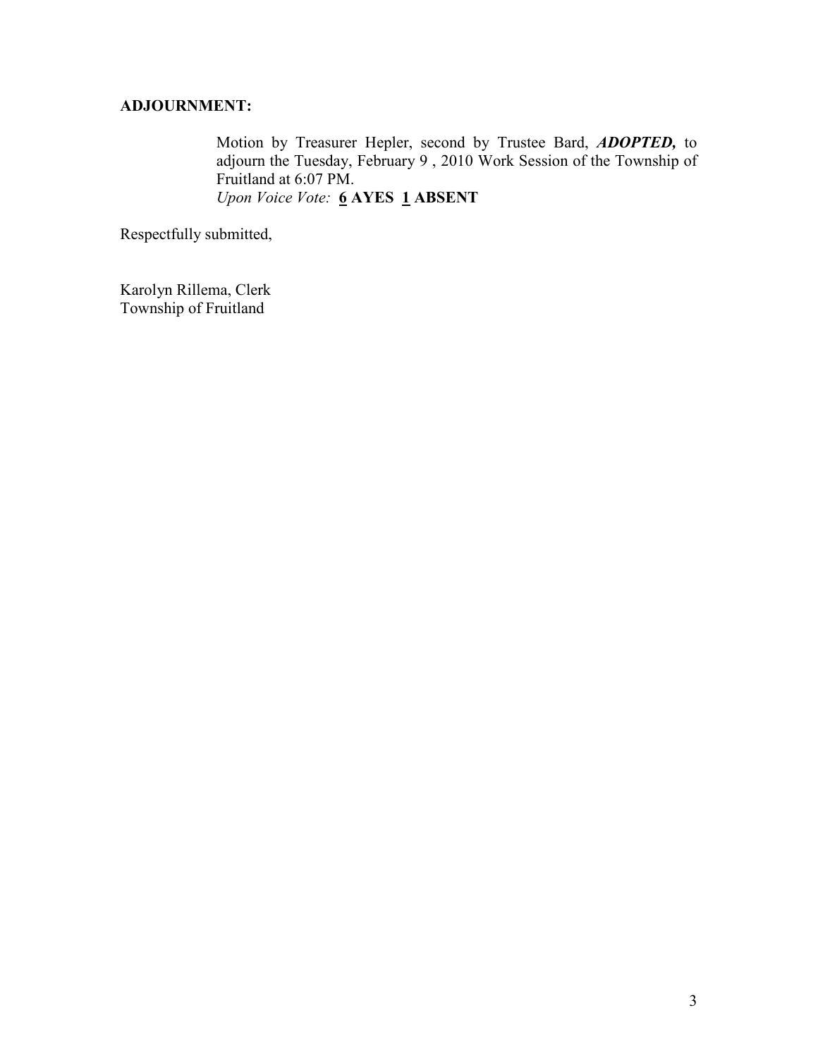**ADJOURNMENT:**

Motion by Treasurer Hepler, second by Trustee Bard, ***ADOPTED,*** to adjourn the Tuesday, February 9 , 2010 Work Session of the Township of Fruitland at 6:07 PM.
*Upon Voice Vote:* **6 AYES 1 ABSENT**

Respectfully submitted,

Karolyn Rillema, Clerk
Township of Fruitland